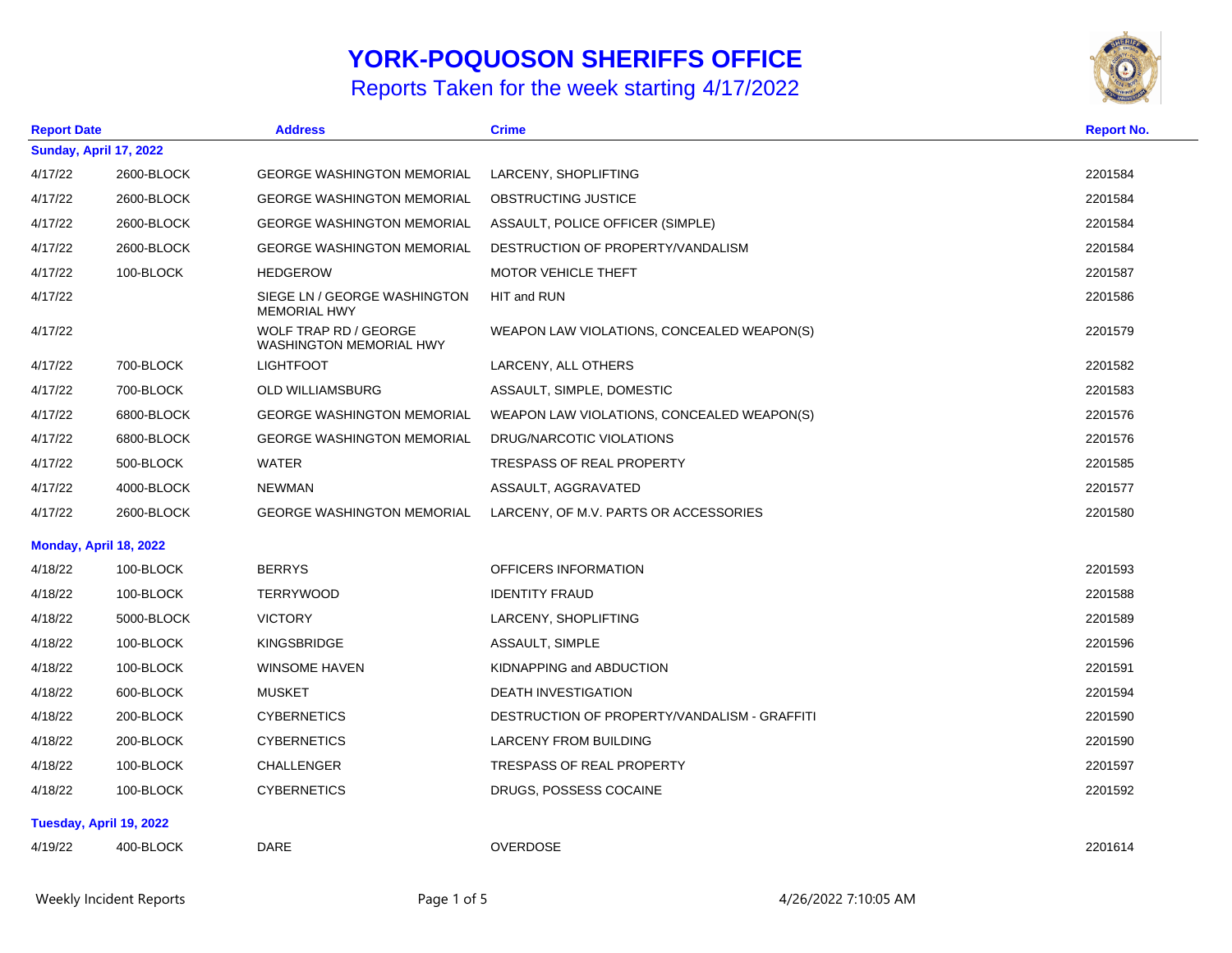# YORK-POQUOSON SHERIFFS OFFICE

## Reports Taken for the week starting 4/17/2022

| Report Date | | Address | Crime | Report No. |
|---|---|---|---|---|
| **Sunday, April 17, 2022** | | | | |
| 4/17/22 | 2600-BLOCK | GEORGE WASHINGTON MEMORIAL | LARCENY, SHOPLIFTING | 2201584 |
| 4/17/22 | 2600-BLOCK | GEORGE WASHINGTON MEMORIAL | OBSTRUCTING JUSTICE | 2201584 |
| 4/17/22 | 2600-BLOCK | GEORGE WASHINGTON MEMORIAL | ASSAULT, POLICE OFFICER (SIMPLE) | 2201584 |
| 4/17/22 | 2600-BLOCK | GEORGE WASHINGTON MEMORIAL | DESTRUCTION OF PROPERTY/VANDALISM | 2201584 |
| 4/17/22 | 100-BLOCK | HEDGEROW | MOTOR VEHICLE THEFT | 2201587 |
| 4/17/22 | | SIEGE LN / GEORGE WASHINGTON MEMORIAL HWY | HIT and RUN | 2201586 |
| 4/17/22 | | WOLF TRAP RD / GEORGE WASHINGTON MEMORIAL HWY | WEAPON LAW VIOLATIONS, CONCEALED WEAPON(S) | 2201579 |
| 4/17/22 | 700-BLOCK | LIGHTFOOT | LARCENY, ALL OTHERS | 2201582 |
| 4/17/22 | 700-BLOCK | OLD WILLIAMSBURG | ASSAULT, SIMPLE, DOMESTIC | 2201583 |
| 4/17/22 | 6800-BLOCK | GEORGE WASHINGTON MEMORIAL | WEAPON LAW VIOLATIONS, CONCEALED WEAPON(S) | 2201576 |
| 4/17/22 | 6800-BLOCK | GEORGE WASHINGTON MEMORIAL | DRUG/NARCOTIC VIOLATIONS | 2201576 |
| 4/17/22 | 500-BLOCK | WATER | TRESPASS OF REAL PROPERTY | 2201585 |
| 4/17/22 | 4000-BLOCK | NEWMAN | ASSAULT, AGGRAVATED | 2201577 |
| 4/17/22 | 2600-BLOCK | GEORGE WASHINGTON MEMORIAL | LARCENY, OF M.V. PARTS OR ACCESSORIES | 2201580 |
| **Monday, April 18, 2022** | | | | |
| 4/18/22 | 100-BLOCK | BERRYS | OFFICERS INFORMATION | 2201593 |
| 4/18/22 | 100-BLOCK | TERRYWOOD | IDENTITY FRAUD | 2201588 |
| 4/18/22 | 5000-BLOCK | VICTORY | LARCENY, SHOPLIFTING | 2201589 |
| 4/18/22 | 100-BLOCK | KINGSBRIDGE | ASSAULT, SIMPLE | 2201596 |
| 4/18/22 | 100-BLOCK | WINSOME HAVEN | KIDNAPPING and ABDUCTION | 2201591 |
| 4/18/22 | 600-BLOCK | MUSKET | DEATH INVESTIGATION | 2201594 |
| 4/18/22 | 200-BLOCK | CYBERNETICS | DESTRUCTION OF PROPERTY/VANDALISM - GRAFFITI | 2201590 |
| 4/18/22 | 200-BLOCK | CYBERNETICS | LARCENY FROM BUILDING | 2201590 |
| 4/18/22 | 100-BLOCK | CHALLENGER | TRESPASS OF REAL PROPERTY | 2201597 |
| 4/18/22 | 100-BLOCK | CYBERNETICS | DRUGS, POSSESS COCAINE | 2201592 |
| **Tuesday, April 19, 2022** | | | | |
| 4/19/22 | 400-BLOCK | DARE | OVERDOSE | 2201614 |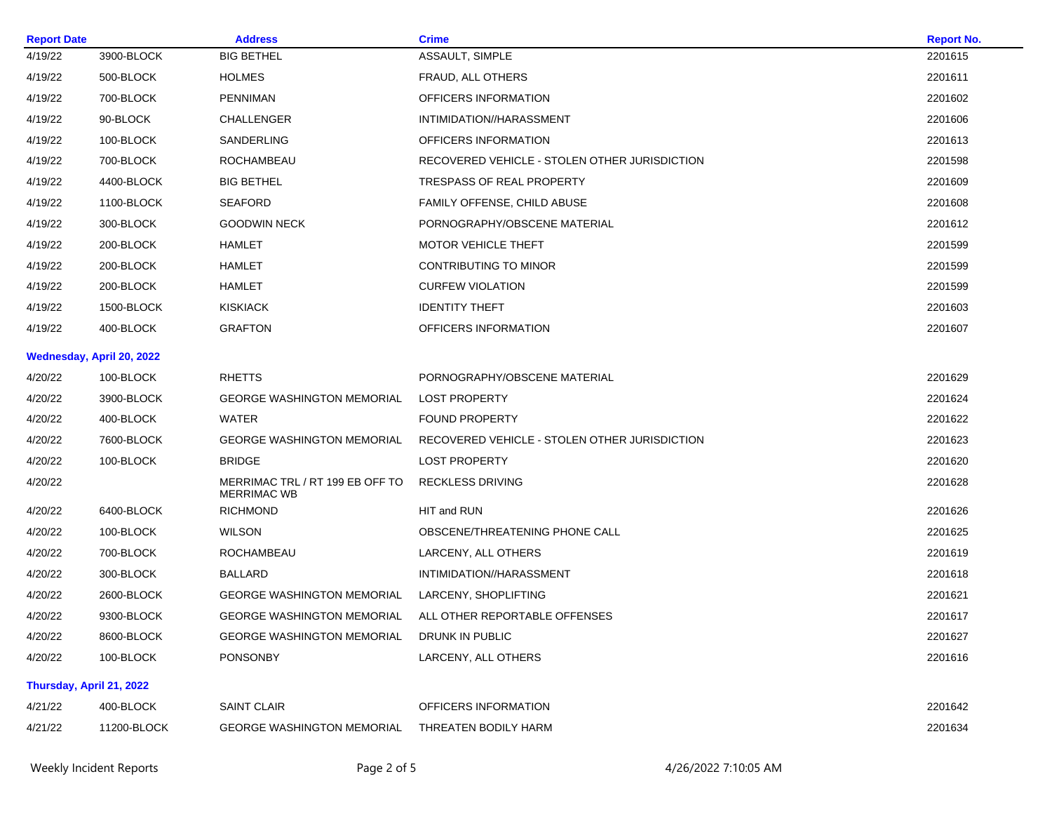| Report Date | | Address | Crime | Report No. |
|---|---|---|---|---|
| 4/19/22 | 3900-BLOCK | BIG BETHEL | ASSAULT, SIMPLE | 2201615 |
| 4/19/22 | 500-BLOCK | HOLMES | FRAUD, ALL OTHERS | 2201611 |
| 4/19/22 | 700-BLOCK | PENNIMAN | OFFICERS INFORMATION | 2201602 |
| 4/19/22 | 90-BLOCK | CHALLENGER | INTIMIDATION//HARASSMENT | 2201606 |
| 4/19/22 | 100-BLOCK | SANDERLING | OFFICERS INFORMATION | 2201613 |
| 4/19/22 | 700-BLOCK | ROCHAMBEAU | RECOVERED VEHICLE - STOLEN OTHER JURISDICTION | 2201598 |
| 4/19/22 | 4400-BLOCK | BIG BETHEL | TRESPASS OF REAL PROPERTY | 2201609 |
| 4/19/22 | 1100-BLOCK | SEAFORD | FAMILY OFFENSE, CHILD ABUSE | 2201608 |
| 4/19/22 | 300-BLOCK | GOODWIN NECK | PORNOGRAPHY/OBSCENE MATERIAL | 2201612 |
| 4/19/22 | 200-BLOCK | HAMLET | MOTOR VEHICLE THEFT | 2201599 |
| 4/19/22 | 200-BLOCK | HAMLET | CONTRIBUTING TO MINOR | 2201599 |
| 4/19/22 | 200-BLOCK | HAMLET | CURFEW VIOLATION | 2201599 |
| 4/19/22 | 1500-BLOCK | KISKIACK | IDENTITY THEFT | 2201603 |
| 4/19/22 | 400-BLOCK | GRAFTON | OFFICERS INFORMATION | 2201607 |
| **Wednesday, April 20, 2022** | | | | |
| 4/20/22 | 100-BLOCK | RHETTS | PORNOGRAPHY/OBSCENE MATERIAL | 2201629 |
| 4/20/22 | 3900-BLOCK | GEORGE WASHINGTON MEMORIAL | LOST PROPERTY | 2201624 |
| 4/20/22 | 400-BLOCK | WATER | FOUND PROPERTY | 2201622 |
| 4/20/22 | 7600-BLOCK | GEORGE WASHINGTON MEMORIAL | RECOVERED VEHICLE - STOLEN OTHER JURISDICTION | 2201623 |
| 4/20/22 | 100-BLOCK | BRIDGE | LOST PROPERTY | 2201620 |
| 4/20/22 | | MERRIMAC TRL / RT 199 EB OFF TO MERRIMAC WB | RECKLESS DRIVING | 2201628 |
| 4/20/22 | 6400-BLOCK | RICHMOND | HIT and RUN | 2201626 |
| 4/20/22 | 100-BLOCK | WILSON | OBSCENE/THREATENING PHONE CALL | 2201625 |
| 4/20/22 | 700-BLOCK | ROCHAMBEAU | LARCENY, ALL OTHERS | 2201619 |
| 4/20/22 | 300-BLOCK | BALLARD | INTIMIDATION//HARASSMENT | 2201618 |
| 4/20/22 | 2600-BLOCK | GEORGE WASHINGTON MEMORIAL | LARCENY, SHOPLIFTING | 2201621 |
| 4/20/22 | 9300-BLOCK | GEORGE WASHINGTON MEMORIAL | ALL OTHER REPORTABLE OFFENSES | 2201617 |
| 4/20/22 | 8600-BLOCK | GEORGE WASHINGTON MEMORIAL | DRUNK IN PUBLIC | 2201627 |
| 4/20/22 | 100-BLOCK | PONSONBY | LARCENY, ALL OTHERS | 2201616 |
| **Thursday, April 21, 2022** | | | | |
| 4/21/22 | 400-BLOCK | SAINT CLAIR | OFFICERS INFORMATION | 2201642 |
| 4/21/22 | 11200-BLOCK | GEORGE WASHINGTON MEMORIAL | THREATEN BODILY HARM | 2201634 |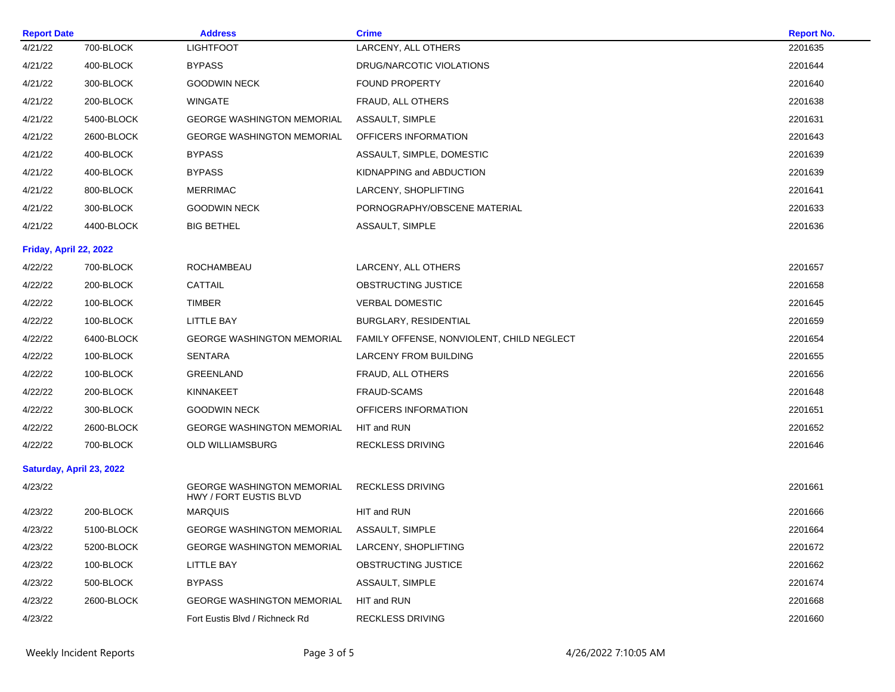| Report Date | | Address | Crime | Report No. |
|---|---|---|---|---|
| 4/21/22 | 700-BLOCK | LIGHTFOOT | LARCENY, ALL OTHERS | 2201635 |
| 4/21/22 | 400-BLOCK | BYPASS | DRUG/NARCOTIC VIOLATIONS | 2201644 |
| 4/21/22 | 300-BLOCK | GOODWIN NECK | FOUND PROPERTY | 2201640 |
| 4/21/22 | 200-BLOCK | WINGATE | FRAUD, ALL OTHERS | 2201638 |
| 4/21/22 | 5400-BLOCK | GEORGE WASHINGTON MEMORIAL | ASSAULT, SIMPLE | 2201631 |
| 4/21/22 | 2600-BLOCK | GEORGE WASHINGTON MEMORIAL | OFFICERS INFORMATION | 2201643 |
| 4/21/22 | 400-BLOCK | BYPASS | ASSAULT, SIMPLE, DOMESTIC | 2201639 |
| 4/21/22 | 400-BLOCK | BYPASS | KIDNAPPING and ABDUCTION | 2201639 |
| 4/21/22 | 800-BLOCK | MERRIMAC | LARCENY, SHOPLIFTING | 2201641 |
| 4/21/22 | 300-BLOCK | GOODWIN NECK | PORNOGRAPHY/OBSCENE MATERIAL | 2201633 |
| 4/21/22 | 4400-BLOCK | BIG BETHEL | ASSAULT, SIMPLE | 2201636 |
| **Friday, April 22, 2022** | | | | |
| 4/22/22 | 700-BLOCK | ROCHAMBEAU | LARCENY, ALL OTHERS | 2201657 |
| 4/22/22 | 200-BLOCK | CATTAIL | OBSTRUCTING JUSTICE | 2201658 |
| 4/22/22 | 100-BLOCK | TIMBER | VERBAL DOMESTIC | 2201645 |
| 4/22/22 | 100-BLOCK | LITTLE BAY | BURGLARY, RESIDENTIAL | 2201659 |
| 4/22/22 | 6400-BLOCK | GEORGE WASHINGTON MEMORIAL | FAMILY OFFENSE, NONVIOLENT, CHILD NEGLECT | 2201654 |
| 4/22/22 | 100-BLOCK | SENTARA | LARCENY FROM BUILDING | 2201655 |
| 4/22/22 | 100-BLOCK | GREENLAND | FRAUD, ALL OTHERS | 2201656 |
| 4/22/22 | 200-BLOCK | KINNAKEET | FRAUD-SCAMS | 2201648 |
| 4/22/22 | 300-BLOCK | GOODWIN NECK | OFFICERS INFORMATION | 2201651 |
| 4/22/22 | 2600-BLOCK | GEORGE WASHINGTON MEMORIAL | HIT and RUN | 2201652 |
| 4/22/22 | 700-BLOCK | OLD WILLIAMSBURG | RECKLESS DRIVING | 2201646 |
| **Saturday, April 23, 2022** | | | | |
| 4/23/22 | | GEORGE WASHINGTON MEMORIAL HWY / FORT EUSTIS BLVD | RECKLESS DRIVING | 2201661 |
| 4/23/22 | 200-BLOCK | MARQUIS | HIT and RUN | 2201666 |
| 4/23/22 | 5100-BLOCK | GEORGE WASHINGTON MEMORIAL | ASSAULT, SIMPLE | 2201664 |
| 4/23/22 | 5200-BLOCK | GEORGE WASHINGTON MEMORIAL | LARCENY, SHOPLIFTING | 2201672 |
| 4/23/22 | 100-BLOCK | LITTLE BAY | OBSTRUCTING JUSTICE | 2201662 |
| 4/23/22 | 500-BLOCK | BYPASS | ASSAULT, SIMPLE | 2201674 |
| 4/23/22 | 2600-BLOCK | GEORGE WASHINGTON MEMORIAL | HIT and RUN | 2201668 |
| 4/23/22 | | Fort Eustis Blvd / Richneck Rd | RECKLESS DRIVING | 2201660 |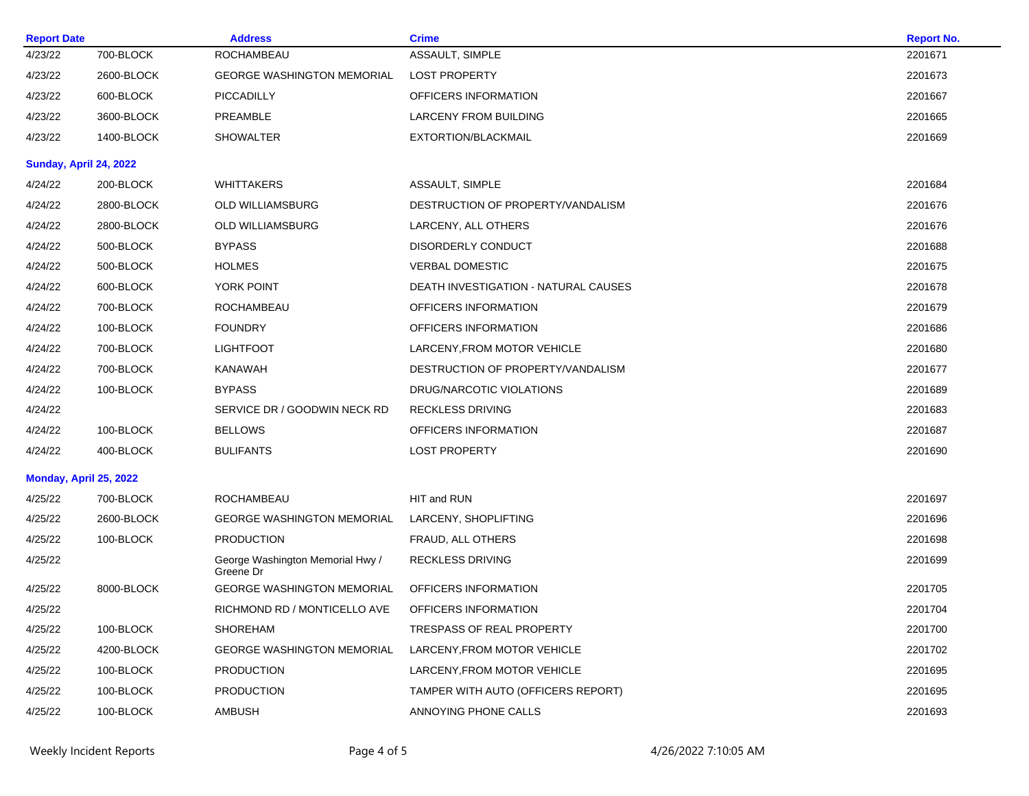| Report Date | | Address | Crime | Report No. |
|---|---|---|---|---|
| 4/23/22 | 700-BLOCK | ROCHAMBEAU | ASSAULT, SIMPLE | 2201671 |
| 4/23/22 | 2600-BLOCK | GEORGE WASHINGTON MEMORIAL | LOST PROPERTY | 2201673 |
| 4/23/22 | 600-BLOCK | PICCADILLY | OFFICERS INFORMATION | 2201667 |
| 4/23/22 | 3600-BLOCK | PREAMBLE | LARCENY FROM BUILDING | 2201665 |
| 4/23/22 | 1400-BLOCK | SHOWALTER | EXTORTION/BLACKMAIL | 2201669 |
| **Sunday, April 24, 2022** | | | | |
| 4/24/22 | 200-BLOCK | WHITTAKERS | ASSAULT, SIMPLE | 2201684 |
| 4/24/22 | 2800-BLOCK | OLD WILLIAMSBURG | DESTRUCTION OF PROPERTY/VANDALISM | 2201676 |
| 4/24/22 | 2800-BLOCK | OLD WILLIAMSBURG | LARCENY, ALL OTHERS | 2201676 |
| 4/24/22 | 500-BLOCK | BYPASS | DISORDERLY CONDUCT | 2201688 |
| 4/24/22 | 500-BLOCK | HOLMES | VERBAL DOMESTIC | 2201675 |
| 4/24/22 | 600-BLOCK | YORK POINT | DEATH INVESTIGATION - NATURAL CAUSES | 2201678 |
| 4/24/22 | 700-BLOCK | ROCHAMBEAU | OFFICERS INFORMATION | 2201679 |
| 4/24/22 | 100-BLOCK | FOUNDRY | OFFICERS INFORMATION | 2201686 |
| 4/24/22 | 700-BLOCK | LIGHTFOOT | LARCENY,FROM MOTOR VEHICLE | 2201680 |
| 4/24/22 | 700-BLOCK | KANAWAH | DESTRUCTION OF PROPERTY/VANDALISM | 2201677 |
| 4/24/22 | 100-BLOCK | BYPASS | DRUG/NARCOTIC VIOLATIONS | 2201689 |
| 4/24/22 | | SERVICE DR / GOODWIN NECK RD | RECKLESS DRIVING | 2201683 |
| 4/24/22 | 100-BLOCK | BELLOWS | OFFICERS INFORMATION | 2201687 |
| 4/24/22 | 400-BLOCK | BULIFANTS | LOST PROPERTY | 2201690 |
| **Monday, April 25, 2022** | | | | |
| 4/25/22 | 700-BLOCK | ROCHAMBEAU | HIT and RUN | 2201697 |
| 4/25/22 | 2600-BLOCK | GEORGE WASHINGTON MEMORIAL | LARCENY, SHOPLIFTING | 2201696 |
| 4/25/22 | 100-BLOCK | PRODUCTION | FRAUD, ALL OTHERS | 2201698 |
| 4/25/22 | | George Washington Memorial Hwy / Greene Dr | RECKLESS DRIVING | 2201699 |
| 4/25/22 | 8000-BLOCK | GEORGE WASHINGTON MEMORIAL | OFFICERS INFORMATION | 2201705 |
| 4/25/22 | | RICHMOND RD / MONTICELLO AVE | OFFICERS INFORMATION | 2201704 |
| 4/25/22 | 100-BLOCK | SHOREHAM | TRESPASS OF REAL PROPERTY | 2201700 |
| 4/25/22 | 4200-BLOCK | GEORGE WASHINGTON MEMORIAL | LARCENY,FROM MOTOR VEHICLE | 2201702 |
| 4/25/22 | 100-BLOCK | PRODUCTION | LARCENY,FROM MOTOR VEHICLE | 2201695 |
| 4/25/22 | 100-BLOCK | PRODUCTION | TAMPER WITH AUTO (OFFICERS REPORT) | 2201695 |
| 4/25/22 | 100-BLOCK | AMBUSH | ANNOYING PHONE CALLS | 2201693 |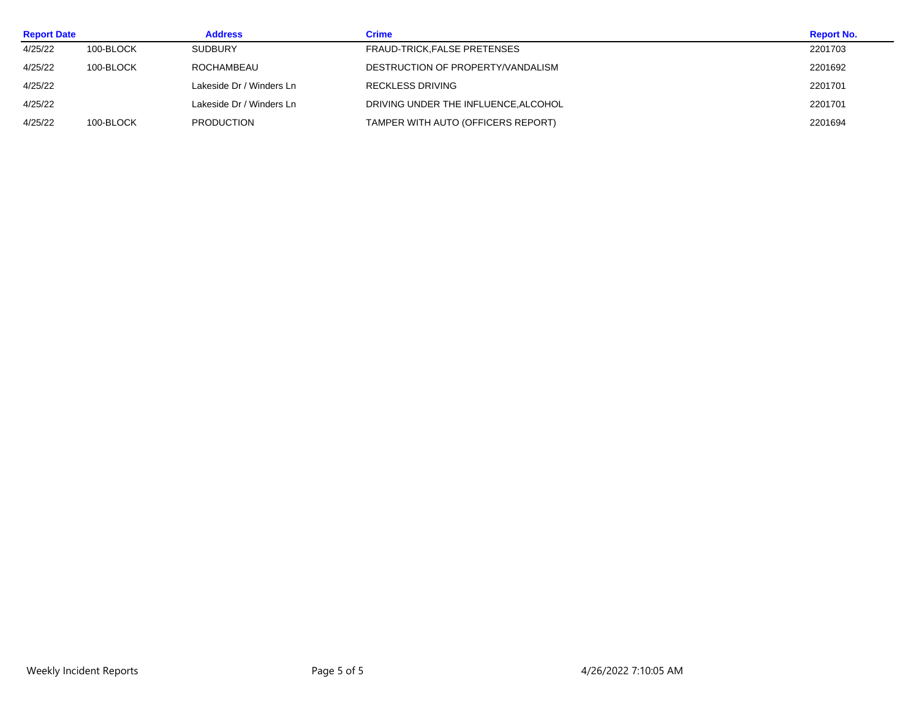| Report Date | | Address | Crime | Report No. |
| --- | --- | --- | --- | --- |
| 4/25/22 | 100-BLOCK | SUDBURY | FRAUD-TRICK,FALSE PRETENSES | 2201703 |
| 4/25/22 | 100-BLOCK | ROCHAMBEAU | DESTRUCTION OF PROPERTY/VANDALISM | 2201692 |
| 4/25/22 | | Lakeside Dr / Winders Ln | RECKLESS DRIVING | 2201701 |
| 4/25/22 | | Lakeside Dr / Winders Ln | DRIVING UNDER THE INFLUENCE,ALCOHOL | 2201701 |
| 4/25/22 | 100-BLOCK | PRODUCTION | TAMPER WITH AUTO (OFFICERS REPORT) | 2201694 |